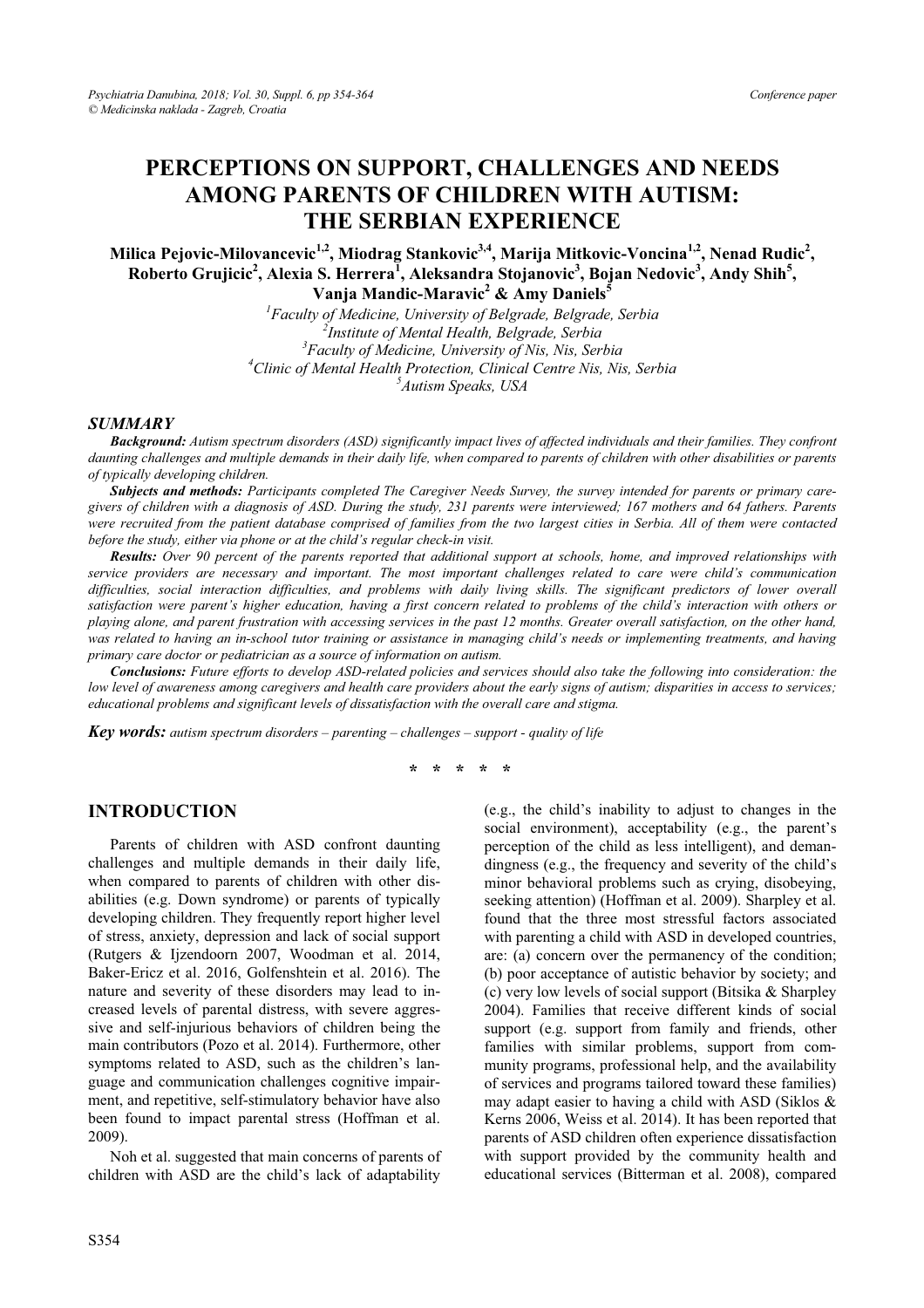# PERCEPTIONS ON SUPPORT, CHALLENGES AND NEEDS AMONG PARENTS OF CHILDREN WITH AUTISM: THE SERBIAN EXPERIENCE

**Milica Pejovic-Milovancevic[1,2], Miodrag Stankovic[3,4], Marija Mitkovic-Voncina[1,2], Nenad Rudic[2], Roberto Grujicic[2], Alexia S. Herrera[1], Aleksandra Stojanovic[3], Bojan Nedovic[3], Andy Shih[5], Vanja Mandic-Maravic[2] & Amy Daniels[5]**

[1]*Faculty of Medicine, University of Belgrade, Belgrade, Serbia*
[2]*Institute of Mental Health, Belgrade, Serbia*
[3]*Faculty of Medicine, University of Nis, Nis, Serbia*
[4]*Clinic of Mental Health Protection, Clinical Centre Nis, Nis, Serbia*
[5]*Autism Speaks, USA*

## SUMMARY

***Background:*** *Autism spectrum disorders (ASD) significantly impact lives of affected individuals and their families. They confront daunting challenges and multiple demands in their daily life, when compared to parents of children with other disabilities or parents of typically developing children.*

***Subjects and methods:*** *Participants completed The Caregiver Needs Survey, the survey intended for parents or primary caregivers of children with a diagnosis of ASD. During the study, 231 parents were interviewed; 167 mothers and 64 fathers. Parents were recruited from the patient database comprised of families from the two largest cities in Serbia. All of them were contacted before the study, either via phone or at the child's regular check-in visit.*

***Results:*** *Over 90 percent of the parents reported that additional support at schools, home, and improved relationships with service providers are necessary and important. The most important challenges related to care were child's communication difficulties, social interaction difficulties, and problems with daily living skills. The significant predictors of lower overall satisfaction were parent's higher education, having a first concern related to problems of the child's interaction with others or playing alone, and parent frustration with accessing services in the past 12 months. Greater overall satisfaction, on the other hand, was related to having an in-school tutor training or assistance in managing child's needs or implementing treatments, and having primary care doctor or pediatrician as a source of information on autism.*

***Conclusions:*** *Future efforts to develop ASD-related policies and services should also take the following into consideration: the low level of awareness among caregivers and health care providers about the early signs of autism; disparities in access to services; educational problems and significant levels of dissatisfaction with the overall care and stigma.*

***Key words:*** *autism spectrum disorders – parenting – challenges – support - quality of life*

\* \* \* \* \*

## INTRODUCTION

Parents of children with ASD confront daunting challenges and multiple demands in their daily life, when compared to parents of children with other disabilities (e.g. Down syndrome) or parents of typically developing children. They frequently report higher level of stress, anxiety, depression and lack of social support (Rutgers & Ijzendoorn 2007, Woodman et al. 2014, Baker-Ericz et al. 2016, Golfenshtein et al. 2016). The nature and severity of these disorders may lead to increased levels of parental distress, with severe aggressive and self-injurious behaviors of children being the main contributors (Pozo et al. 2014). Furthermore, other symptoms related to ASD, such as the children's language and communication challenges cognitive impairment, and repetitive, self-stimulatory behavior have also been found to impact parental stress (Hoffman et al. 2009).

Noh et al. suggested that main concerns of parents of children with ASD are the child's lack of adaptability (e.g., the child's inability to adjust to changes in the social environment), acceptability (e.g., the parent's perception of the child as less intelligent), and demandingness (e.g., the frequency and severity of the child's minor behavioral problems such as crying, disobeying, seeking attention) (Hoffman et al. 2009). Sharpley et al. found that the three most stressful factors associated with parenting a child with ASD in developed countries, are: (a) concern over the permanency of the condition; (b) poor acceptance of autistic behavior by society; and (c) very low levels of social support (Bitsika & Sharpley 2004). Families that receive different kinds of social support (e.g. support from family and friends, other families with similar problems, support from community programs, professional help, and the availability of services and programs tailored toward these families) may adapt easier to having a child with ASD (Siklos & Kerns 2006, Weiss et al. 2014). It has been reported that parents of ASD children often experience dissatisfaction with support provided by the community health and educational services (Bitterman et al. 2008), compared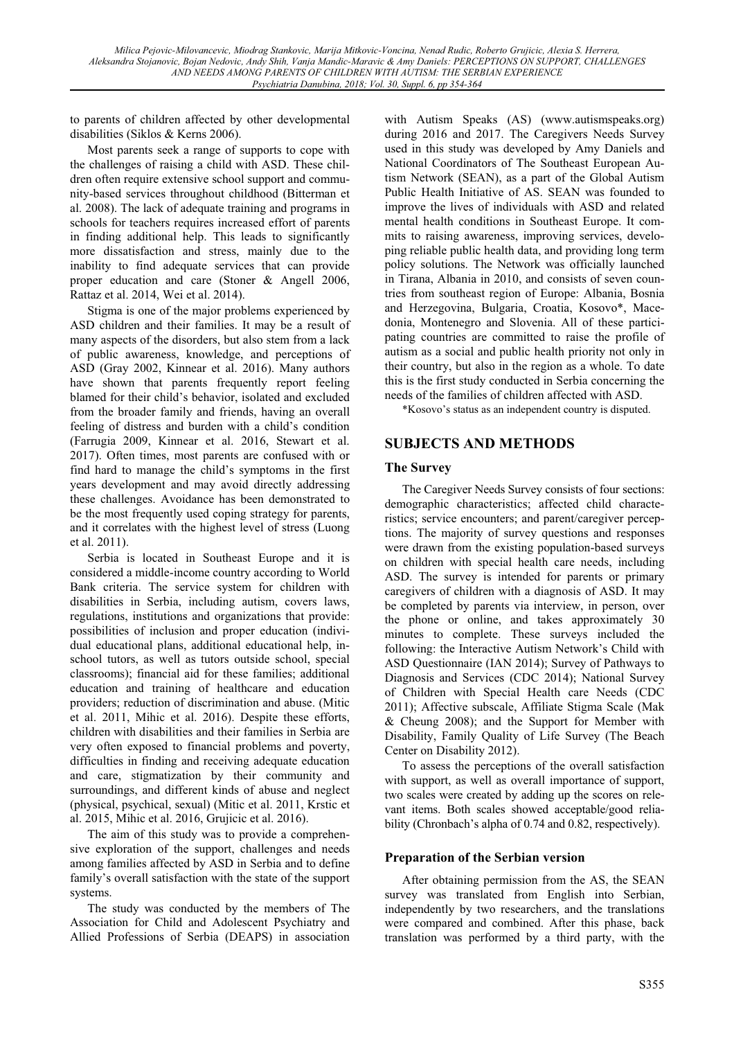to parents of children affected by other developmental disabilities (Siklos & Kerns 2006).

Most parents seek a range of supports to cope with the challenges of raising a child with ASD. These children often require extensive school support and community-based services throughout childhood (Bitterman et al. 2008). The lack of adequate training and programs in schools for teachers requires increased effort of parents in finding additional help. This leads to significantly more dissatisfaction and stress, mainly due to the inability to find adequate services that can provide proper education and care (Stoner & Angell 2006, Rattaz et al. 2014, Wei et al. 2014).

Stigma is one of the major problems experienced by ASD children and their families. It may be a result of many aspects of the disorders, but also stem from a lack of public awareness, knowledge, and perceptions of ASD (Gray 2002, Kinnear et al. 2016). Many authors have shown that parents frequently report feeling blamed for their child's behavior, isolated and excluded from the broader family and friends, having an overall feeling of distress and burden with a child's condition (Farrugia 2009, Kinnear et al. 2016, Stewart et al. 2017). Often times, most parents are confused with or find hard to manage the child's symptoms in the first years development and may avoid directly addressing these challenges. Avoidance has been demonstrated to be the most frequently used coping strategy for parents, and it correlates with the highest level of stress (Luong et al. 2011).

Serbia is located in Southeast Europe and it is considered a middle-income country according to World Bank criteria. The service system for children with disabilities in Serbia, including autism, covers laws, regulations, institutions and organizations that provide: possibilities of inclusion and proper education (individual educational plans, additional educational help, in-school tutors, as well as tutors outside school, special classrooms); financial aid for these families; additional education and training of healthcare and education providers; reduction of discrimination and abuse. (Mitic et al. 2011, Mihic et al. 2016). Despite these efforts, children with disabilities and their families in Serbia are very often exposed to financial problems and poverty, difficulties in finding and receiving adequate education and care, stigmatization by their community and surroundings, and different kinds of abuse and neglect (physical, psychical, sexual) (Mitic et al. 2011, Krstic et al. 2015, Mihic et al. 2016, Grujicic et al. 2016).

The aim of this study was to provide a comprehensive exploration of the support, challenges and needs among families affected by ASD in Serbia and to define family's overall satisfaction with the state of the support systems.

The study was conducted by the members of The Association for Child and Adolescent Psychiatry and Allied Professions of Serbia (DEAPS) in association with Autism Speaks (AS) (www.autismspeaks.org) during 2016 and 2017. The Caregivers Needs Survey used in this study was developed by Amy Daniels and National Coordinators of The Southeast European Autism Network (SEAN), as a part of the Global Autism Public Health Initiative of AS. SEAN was founded to improve the lives of individuals with ASD and related mental health conditions in Southeast Europe. It commits to raising awareness, improving services, developing reliable public health data, and providing long term policy solutions. The Network was officially launched in Tirana, Albania in 2010, and consists of seven countries from southeast region of Europe: Albania, Bosnia and Herzegovina, Bulgaria, Croatia, Kosovo*, Macedonia, Montenegro and Slovenia. All of these participating countries are committed to raise the profile of autism as a social and public health priority not only in their country, but also in the region as a whole. To date this is the first study conducted in Serbia concerning the needs of the families of children affected with ASD.

*Kosovo's status as an independent country is disputed.

## SUBJECTS AND METHODS

### The Survey

The Caregiver Needs Survey consists of four sections: demographic characteristics; affected child characteristics; service encounters; and parent/caregiver perceptions. The majority of survey questions and responses were drawn from the existing population-based surveys on children with special health care needs, including ASD. The survey is intended for parents or primary caregivers of children with a diagnosis of ASD. It may be completed by parents via interview, in person, over the phone or online, and takes approximately 30 minutes to complete. These surveys included the following: the Interactive Autism Network's Child with ASD Questionnaire (IAN 2014); Survey of Pathways to Diagnosis and Services (CDC 2014); National Survey of Children with Special Health care Needs (CDC 2011); Affective subscale, Affiliate Stigma Scale (Mak & Cheung 2008); and the Support for Member with Disability, Family Quality of Life Survey (The Beach Center on Disability 2012).

To assess the perceptions of the overall satisfaction with support, as well as overall importance of support, two scales were created by adding up the scores on relevant items. Both scales showed acceptable/good reliability (Chronbach's alpha of 0.74 and 0.82, respectively).

### Preparation of the Serbian version

After obtaining permission from the AS, the SEAN survey was translated from English into Serbian, independently by two researchers, and the translations were compared and combined. After this phase, back translation was performed by a third party, with the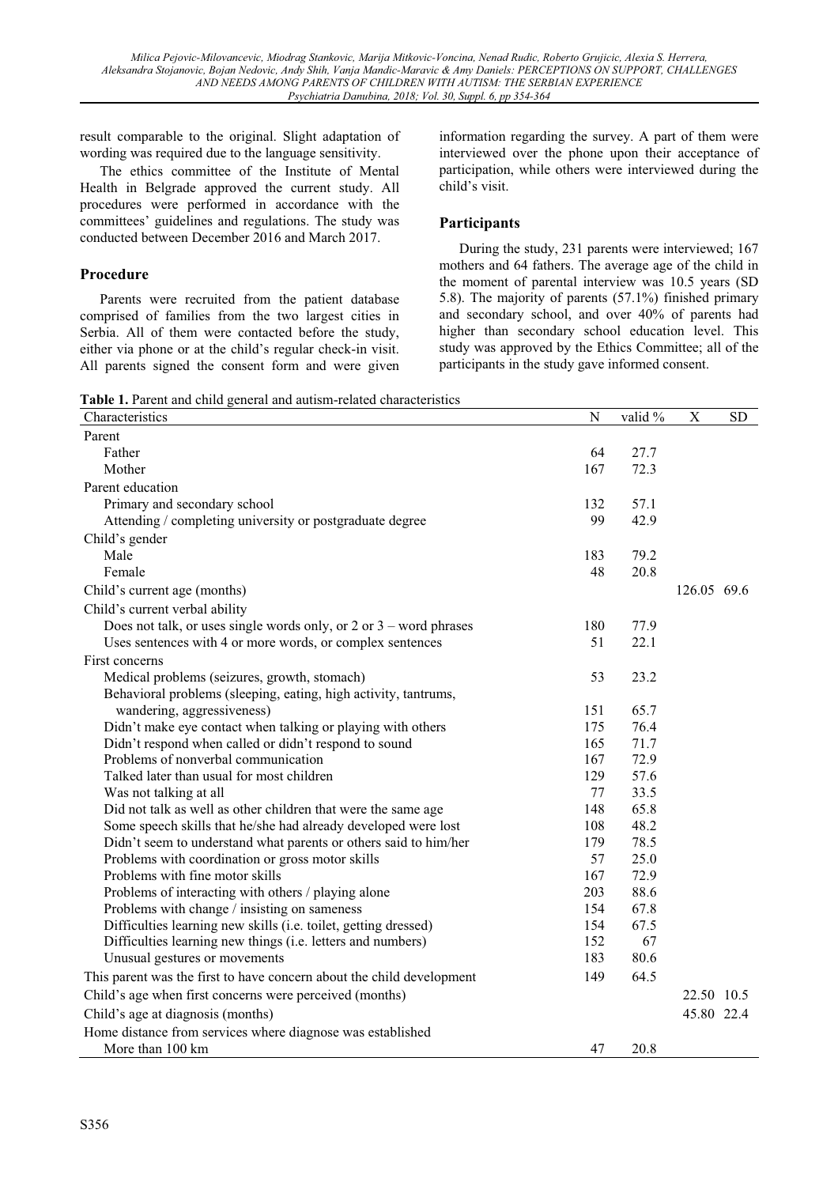result comparable to the original. Slight adaptation of wording was required due to the language sensitivity.

The ethics committee of the Institute of Mental Health in Belgrade approved the current study. All procedures were performed in accordance with the committees' guidelines and regulations. The study was conducted between December 2016 and March 2017.

## Procedure

Parents were recruited from the patient database comprised of families from the two largest cities in Serbia. All of them were contacted before the study, either via phone or at the child's regular check-in visit. All parents signed the consent form and were given information regarding the survey. A part of them were interviewed over the phone upon their acceptance of participation, while others were interviewed during the child's visit.

## Participants

During the study, 231 parents were interviewed; 167 mothers and 64 fathers. The average age of the child in the moment of parental interview was 10.5 years (SD 5.8). The majority of parents (57.1%) finished primary and secondary school, and over 40% of parents had higher than secondary school education level. This study was approved by the Ethics Committee; all of the participants in the study gave informed consent.

**Table 1.** Parent and child general and autism-related characteristics

| Characteristics | N | valid % | X | SD |
|---|---|---|---|---|
| Parent | | | | |
| Father | 64 | 27.7 | | |
| Mother | 167 | 72.3 | | |
| Parent education | | | | |
| Primary and secondary school | 132 | 57.1 | | |
| Attending / completing university or postgraduate degree | 99 | 42.9 | | |
| Child's gender | | | | |
| Male | 183 | 79.2 | | |
| Female | 48 | 20.8 | | |
| Child's current age (months) | | | 126.05 | 69.6 |
| Child's current verbal ability | | | | |
| Does not talk, or uses single words only, or 2 or 3 – word phrases | 180 | 77.9 | | |
| Uses sentences with 4 or more words, or complex sentences | 51 | 22.1 | | |
| First concerns | | | | |
| Medical problems (seizures, growth, stomach) | 53 | 23.2 | | |
| Behavioral problems (sleeping, eating, high activity, tantrums, wandering, aggressiveness) | 151 | 65.7 | | |
| Didn't make eye contact when talking or playing with others | 175 | 76.4 | | |
| Didn't respond when called or didn't respond to sound | 165 | 71.7 | | |
| Problems of nonverbal communication | 167 | 72.9 | | |
| Talked later than usual for most children | 129 | 57.6 | | |
| Was not talking at all | 77 | 33.5 | | |
| Did not talk as well as other children that were the same age | 148 | 65.8 | | |
| Some speech skills that he/she had already developed were lost | 108 | 48.2 | | |
| Didn't seem to understand what parents or others said to him/her | 179 | 78.5 | | |
| Problems with coordination or gross motor skills | 57 | 25.0 | | |
| Problems with fine motor skills | 167 | 72.9 | | |
| Problems of interacting with others / playing alone | 203 | 88.6 | | |
| Problems with change / insisting on sameness | 154 | 67.8 | | |
| Difficulties learning new skills (i.e. toilet, getting dressed) | 154 | 67.5 | | |
| Difficulties learning new things (i.e. letters and numbers) | 152 | 67 | | |
| Unusual gestures or movements | 183 | 80.6 | | |
| This parent was the first to have concern about the child development | 149 | 64.5 | | |
| Child's age when first concerns were perceived (months) | | | 22.50 | 10.5 |
| Child's age at diagnosis (months) | | | 45.80 | 22.4 |
| Home distance from services where diagnose was established | | | | |
| More than 100 km | 47 | 20.8 | | |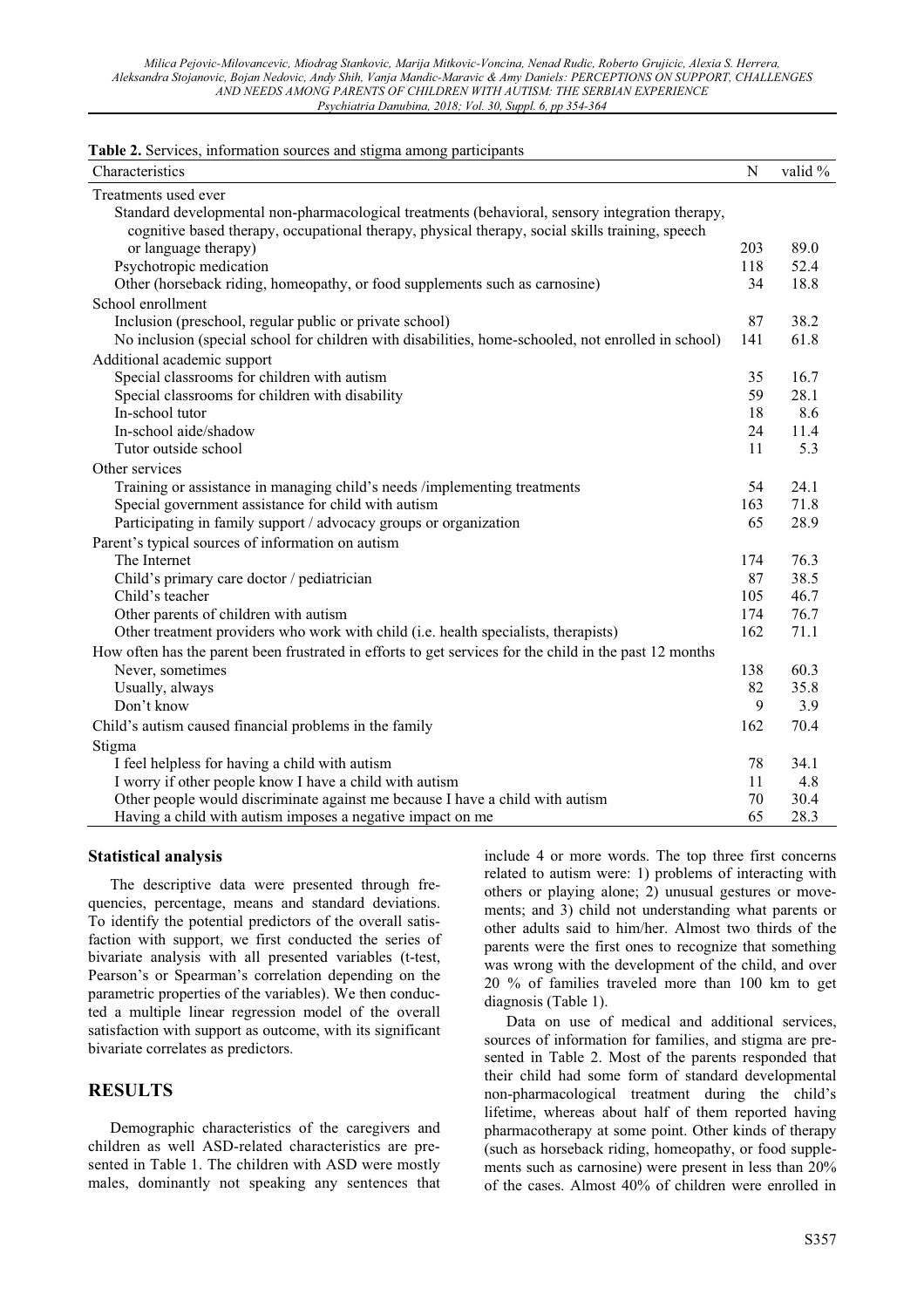**Table 2.** Services, information sources and stigma among participants

| Characteristics | N | valid % |
|---|---|---|
| Treatments used ever | | |
| Standard developmental non-pharmacological treatments (behavioral, sensory integration therapy, cognitive based therapy, occupational therapy, physical therapy, social skills training, speech or language therapy) | 203 | 89.0 |
| Psychotropic medication | 118 | 52.4 |
| Other (horseback riding, homeopathy, or food supplements such as carnosine) | 34 | 18.8 |
| School enrollment | | |
| Inclusion (preschool, regular public or private school) | 87 | 38.2 |
| No inclusion (special school for children with disabilities, home-schooled, not enrolled in school) | 141 | 61.8 |
| Additional academic support | | |
| Special classrooms for children with autism | 35 | 16.7 |
| Special classrooms for children with disability | 59 | 28.1 |
| In-school tutor | 18 | 8.6 |
| In-school aide/shadow | 24 | 11.4 |
| Tutor outside school | 11 | 5.3 |
| Other services | | |
| Training or assistance in managing child's needs /implementing treatments | 54 | 24.1 |
| Special government assistance for child with autism | 163 | 71.8 |
| Participating in family support / advocacy groups or organization | 65 | 28.9 |
| Parent's typical sources of information on autism | | |
| The Internet | 174 | 76.3 |
| Child's primary care doctor / pediatrician | 87 | 38.5 |
| Child's teacher | 105 | 46.7 |
| Other parents of children with autism | 174 | 76.7 |
| Other treatment providers who work with child (i.e. health specialists, therapists) | 162 | 71.1 |
| How often has the parent been frustrated in efforts to get services for the child in the past 12 months | | |
| Never, sometimes | 138 | 60.3 |
| Usually, always | 82 | 35.8 |
| Don't know | 9 | 3.9 |
| Child's autism caused financial problems in the family | 162 | 70.4 |
| Stigma | | |
| I feel helpless for having a child with autism | 78 | 34.1 |
| I worry if other people know I have a child with autism | 11 | 4.8 |
| Other people would discriminate against me because I have a child with autism | 70 | 30.4 |
| Having a child with autism imposes a negative impact on me | 65 | 28.3 |

### Statistical analysis

The descriptive data were presented through frequencies, percentage, means and standard deviations. To identify the potential predictors of the overall satisfaction with support, we first conducted the series of bivariate analysis with all presented variables (t-test, Pearson's or Spearman's correlation depending on the parametric properties of the variables). We then conducted a multiple linear regression model of the overall satisfaction with support as outcome, with its significant bivariate correlates as predictors.

## RESULTS

Demographic characteristics of the caregivers and children as well ASD-related characteristics are presented in Table 1. The children with ASD were mostly males, dominantly not speaking any sentences that include 4 or more words. The top three first concerns related to autism were: 1) problems of interacting with others or playing alone; 2) unusual gestures or movements; and 3) child not understanding what parents or other adults said to him/her. Almost two thirds of the parents were the first ones to recognize that something was wrong with the development of the child, and over 20 % of families traveled more than 100 km to get diagnosis (Table 1).

Data on use of medical and additional services, sources of information for families, and stigma are presented in Table 2. Most of the parents responded that their child had some form of standard developmental non-pharmacological treatment during the child's lifetime, whereas about half of them reported having pharmacotherapy at some point. Other kinds of therapy (such as horseback riding, homeopathy, or food supplements such as carnosine) were present in less than 20% of the cases. Almost 40% of children were enrolled in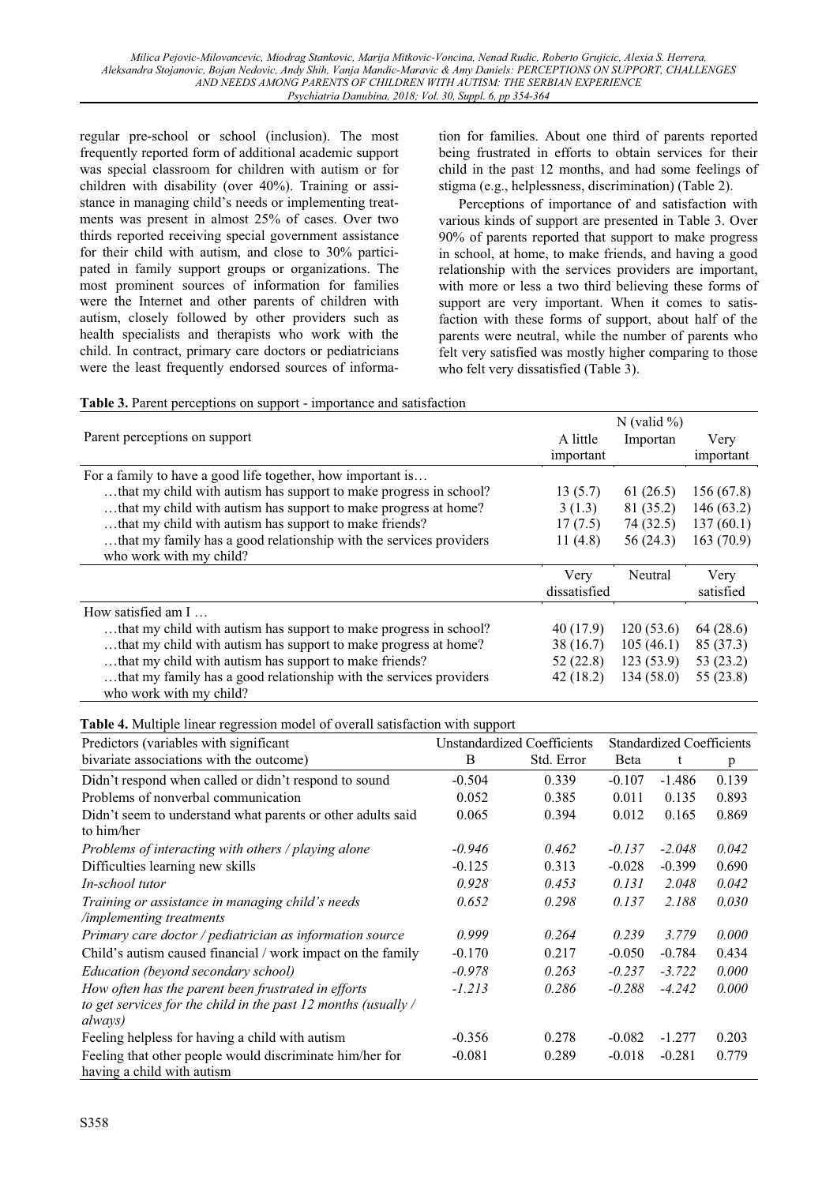regular pre-school or school (inclusion). The most frequently reported form of additional academic support was special classroom for children with autism or for children with disability (over 40%). Training or assistance in managing child's needs or implementing treatments was present in almost 25% of cases. Over two thirds reported receiving special government assistance for their child with autism, and close to 30% participated in family support groups or organizations. The most prominent sources of information for families were the Internet and other parents of children with autism, closely followed by other providers such as health specialists and therapists who work with the child. In contract, primary care doctors or pediatricians were the least frequently endorsed sources of information for families. About one third of parents reported being frustrated in efforts to obtain services for their child in the past 12 months, and had some feelings of stigma (e.g., helplessness, discrimination) (Table 2).

Perceptions of importance of and satisfaction with various kinds of support are presented in Table 3. Over 90% of parents reported that support to make progress in school, at home, to make friends, and having a good relationship with the services providers are important, with more or less a two third believing these forms of support are very important. When it comes to satisfaction with these forms of support, about half of the parents were neutral, while the number of parents who felt very satisfied was mostly higher comparing to those who felt very dissatisfied (Table 3).

**Table 3.** Parent perceptions on support - importance and satisfaction

| Parent perceptions on support | N (valid %) | | |
|---|---|---|---|
| | A little important | Importan | Very important |
| For a family to have a good life together, how important is… | | | |
| …that my child with autism has support to make progress in school? | 13 (5.7) | 61 (26.5) | 156 (67.8) |
| …that my child with autism has support to make progress at home? | 3 (1.3) | 81 (35.2) | 146 (63.2) |
| …that my child with autism has support to make friends? | 17 (7.5) | 74 (32.5) | 137 (60.1) |
| …that my family has a good relationship with the services providers who work with my child? | 11 (4.8) | 56 (24.3) | 163 (70.9) |
| | Very dissatisfied | Neutral | Very satisfied |
| How satisfied am I … | | | |
| …that my child with autism has support to make progress in school? | 40 (17.9) | 120 (53.6) | 64 (28.6) |
| …that my child with autism has support to make progress at home? | 38 (16.7) | 105 (46.1) | 85 (37.3) |
| …that my child with autism has support to make friends? | 52 (22.8) | 123 (53.9) | 53 (23.2) |
| …that my family has a good relationship with the services providers who work with my child? | 42 (18.2) | 134 (58.0) | 55 (23.8) |

**Table 4.** Multiple linear regression model of overall satisfaction with support

| Predictors (variables with significant bivariate associations with the outcome) | Unstandardized Coefficients | | Standardized Coefficients | | |
|---|---|---|---|---|---|
| | B | Std. Error | Beta | t | p |
| Didn't respond when called or didn't respond to sound | -0.504 | 0.339 | -0.107 | -1.486 | 0.139 |
| Problems of nonverbal communication | 0.052 | 0.385 | 0.011 | 0.135 | 0.893 |
| Didn't seem to understand what parents or other adults said to him/her | 0.065 | 0.394 | 0.012 | 0.165 | 0.869 |
| *Problems of interacting with others / playing alone* | *-0.946* | *0.462* | *-0.137* | *-2.048* | *0.042* |
| Difficulties learning new skills | -0.125 | 0.313 | -0.028 | -0.399 | 0.690 |
| *In-school tutor* | *0.928* | *0.453* | *0.131* | *2.048* | *0.042* |
| *Training or assistance in managing child's needs /implementing treatments* | *0.652* | *0.298* | *0.137* | *2.188* | *0.030* |
| *Primary care doctor / pediatrician as information source* | *0.999* | *0.264* | *0.239* | *3.779* | *0.000* |
| Child's autism caused financial / work impact on the family | -0.170 | 0.217 | -0.050 | -0.784 | 0.434 |
| *Education (beyond secondary school)* | *-0.978* | *0.263* | *-0.237* | *-3.722* | *0.000* |
| *How often has the parent been frustrated in efforts to get services for the child in the past 12 months (usually / always)* | *-1.213* | *0.286* | *-0.288* | *-4.242* | *0.000* |
| Feeling helpless for having a child with autism | -0.356 | 0.278 | -0.082 | -1.277 | 0.203 |
| Feeling that other people would discriminate him/her for having a child with autism | -0.081 | 0.289 | -0.018 | -0.281 | 0.779 |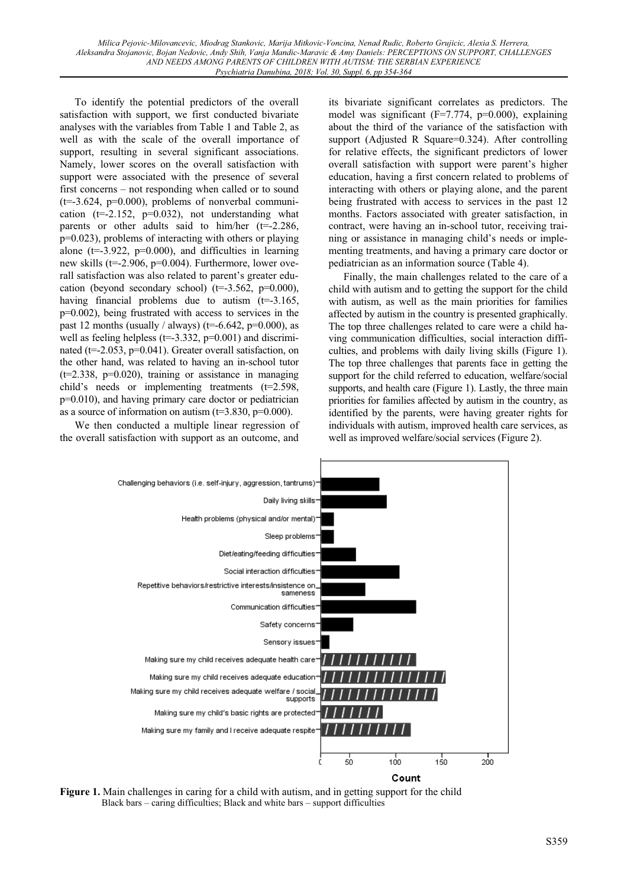To identify the potential predictors of the overall satisfaction with support, we first conducted bivariate analyses with the variables from Table 1 and Table 2, as well as with the scale of the overall importance of support, resulting in several significant associations. Namely, lower scores on the overall satisfaction with support were associated with the presence of several first concerns – not responding when called or to sound ($t=-3.624$, $p=0.000$), problems of nonverbal communication ($t=-2.152$, $p=0.032$), not understanding what parents or other adults said to him/her ($t=-2.286$, $p=0.023$), problems of interacting with others or playing alone ($t=-3.922$, $p=0.000$), and difficulties in learning new skills ($t=-2.906$, $p=0.004$). Furthermore, lower overall satisfaction was also related to parent's greater education (beyond secondary school) ($t=-3.562$, $p=0.000$), having financial problems due to autism ($t=-3.165$, $p=0.002$), being frustrated with access to services in the past 12 months (usually / always) ($t=-6.642$, $p=0.000$), as well as feeling helpless ($t=-3.332$, $p=0.001$) and discriminated ($t=-2.053$, $p=0.041$). Greater overall satisfaction, on the other hand, was related to having an in-school tutor ($t=2.338$, $p=0.020$), training or assistance in managing child's needs or implementing treatments ($t=2.598$, $p=0.010$), and having primary care doctor or pediatrician as a source of information on autism ($t=3.830$, $p=0.000$).

We then conducted a multiple linear regression of the overall satisfaction with support as an outcome, and its bivariate significant correlates as predictors. The model was significant ($F=7.774$, $p=0.000$), explaining about the third of the variance of the satisfaction with support (Adjusted R Square=0.324). After controlling for relative effects, the significant predictors of lower overall satisfaction with support were parent's higher education, having a first concern related to problems of interacting with others or playing alone, and the parent being frustrated with access to services in the past 12 months. Factors associated with greater satisfaction, in contract, were having an in-school tutor, receiving training or assistance in managing child's needs or implementing treatments, and having a primary care doctor or pediatrician as an information source (Table 4).

Finally, the main challenges related to the care of a child with autism and to getting the support for the child with autism, as well as the main priorities for families affected by autism in the country is presented graphically. The top three challenges related to care were a child having communication difficulties, social interaction difficulties, and problems with daily living skills (Figure 1). The top three challenges that parents face in getting the support for the child referred to education, welfare/social supports, and health care (Figure 1). Lastly, the three main priorities for families affected by autism in the country, as identified by the parents, were having greater rights for individuals with autism, improved health care services, as well as improved welfare/social services (Figure 2).

**Figure 1.** Main challenges in caring for a child with autism, and in getting support for the child
Black bars – caring difficulties; Black and white bars – support difficulties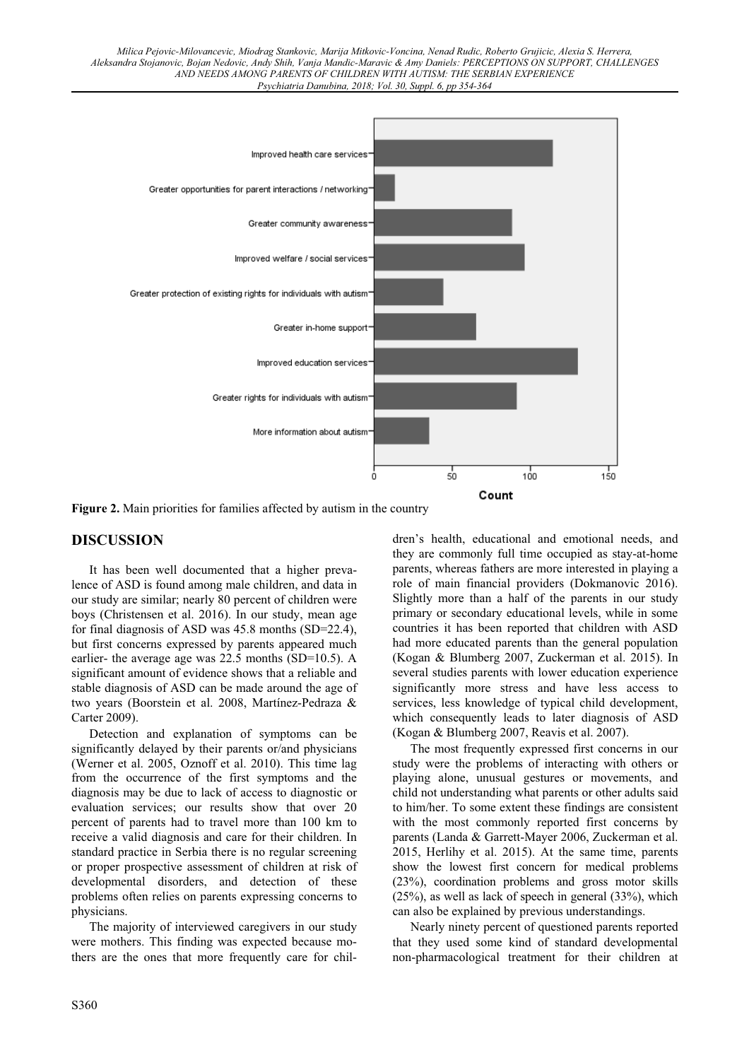**Figure 2.** Main priorities for families affected by autism in the country

## DISCUSSION

It has been well documented that a higher prevalence of ASD is found among male children, and data in our study are similar; nearly 80 percent of children were boys (Christensen et al. 2016). In our study, mean age for final diagnosis of ASD was 45.8 months (SD=22.4), but first concerns expressed by parents appeared much earlier- the average age was 22.5 months (SD=10.5). A significant amount of evidence shows that a reliable and stable diagnosis of ASD can be made around the age of two years (Boorstein et al. 2008, Martínez-Pedraza & Carter 2009).

Detection and explanation of symptoms can be significantly delayed by their parents or/and physicians (Werner et al. 2005, Oznoff et al. 2010). This time lag from the occurrence of the first symptoms and the diagnosis may be due to lack of access to diagnostic or evaluation services; our results show that over 20 percent of parents had to travel more than 100 km to receive a valid diagnosis and care for their children. In standard practice in Serbia there is no regular screening or proper prospective assessment of children at risk of developmental disorders, and detection of these problems often relies on parents expressing concerns to physicians.

The majority of interviewed caregivers in our study were mothers. This finding was expected because mothers are the ones that more frequently care for children's health, educational and emotional needs, and they are commonly full time occupied as stay-at-home parents, whereas fathers are more interested in playing a role of main financial providers (Dokmanovic 2016). Slightly more than a half of the parents in our study primary or secondary educational levels, while in some countries it has been reported that children with ASD had more educated parents than the general population (Kogan & Blumberg 2007, Zuckerman et al. 2015). In several studies parents with lower education experience significantly more stress and have less access to services, less knowledge of typical child development, which consequently leads to later diagnosis of ASD (Kogan & Blumberg 2007, Reavis et al. 2007).

The most frequently expressed first concerns in our study were the problems of interacting with others or playing alone, unusual gestures or movements, and child not understanding what parents or other adults said to him/her. To some extent these findings are consistent with the most commonly reported first concerns by parents (Landa & Garrett-Mayer 2006, Zuckerman et al. 2015, Herlihy et al. 2015). At the same time, parents show the lowest first concern for medical problems (23%), coordination problems and gross motor skills (25%), as well as lack of speech in general (33%), which can also be explained by previous understandings.

Nearly ninety percent of questioned parents reported that they used some kind of standard developmental non-pharmacological treatment for their children at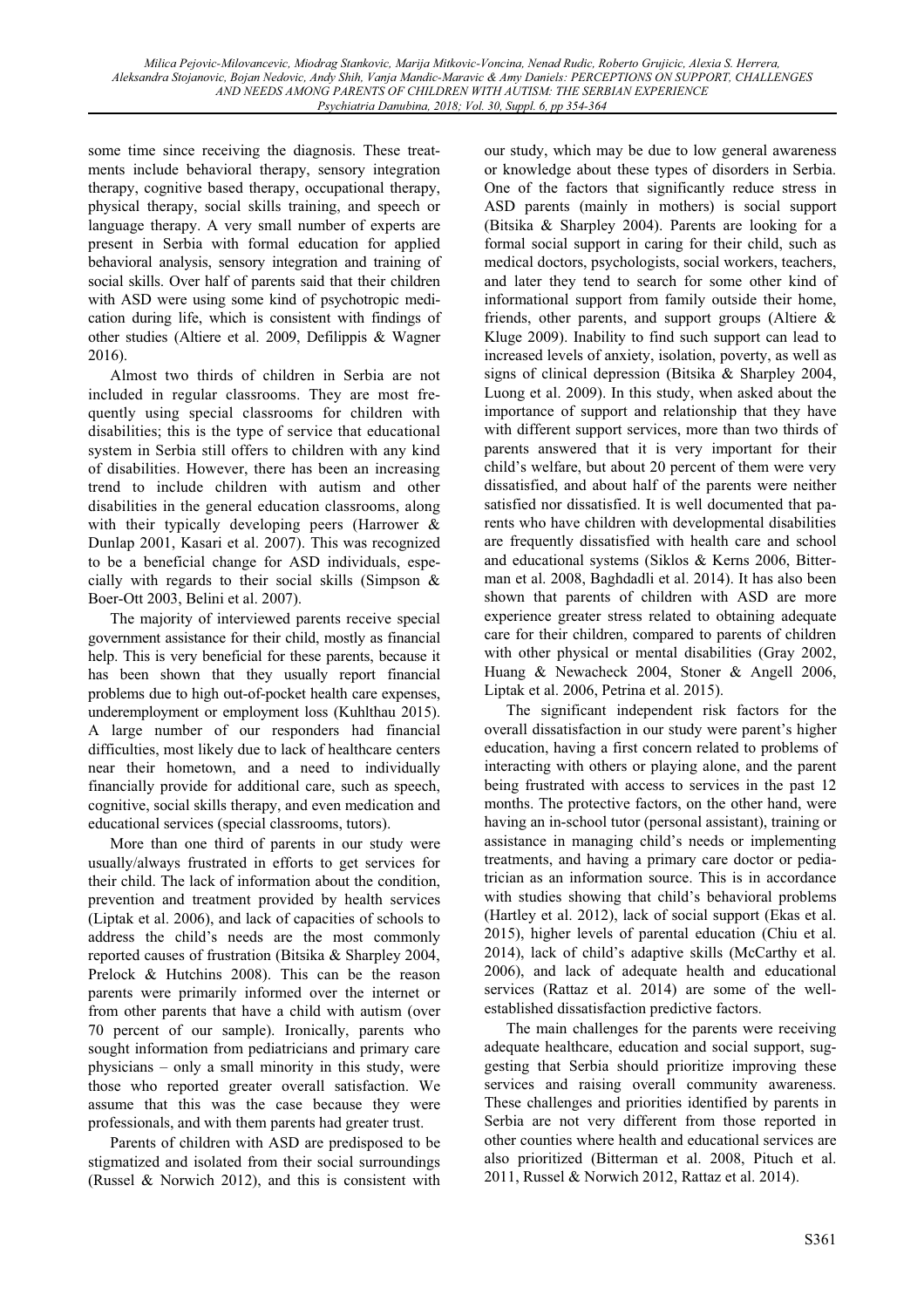some time since receiving the diagnosis. These treatments include behavioral therapy, sensory integration therapy, cognitive based therapy, occupational therapy, physical therapy, social skills training, and speech or language therapy. A very small number of experts are present in Serbia with formal education for applied behavioral analysis, sensory integration and training of social skills. Over half of parents said that their children with ASD were using some kind of psychotropic medication during life, which is consistent with findings of other studies (Altiere et al. 2009, Defilippis & Wagner 2016).

Almost two thirds of children in Serbia are not included in regular classrooms. They are most frequently using special classrooms for children with disabilities; this is the type of service that educational system in Serbia still offers to children with any kind of disabilities. However, there has been an increasing trend to include children with autism and other disabilities in the general education classrooms, along with their typically developing peers (Harrower & Dunlap 2001, Kasari et al. 2007). This was recognized to be a beneficial change for ASD individuals, especially with regards to their social skills (Simpson & Boer-Ott 2003, Belini et al. 2007).

The majority of interviewed parents receive special government assistance for their child, mostly as financial help. This is very beneficial for these parents, because it has been shown that they usually report financial problems due to high out-of-pocket health care expenses, underemployment or employment loss (Kuhlthau 2015). A large number of our responders had financial difficulties, most likely due to lack of healthcare centers near their hometown, and a need to individually financially provide for additional care, such as speech, cognitive, social skills therapy, and even medication and educational services (special classrooms, tutors).

More than one third of parents in our study were usually/always frustrated in efforts to get services for their child. The lack of information about the condition, prevention and treatment provided by health services (Liptak et al. 2006), and lack of capacities of schools to address the child's needs are the most commonly reported causes of frustration (Bitsika & Sharpley 2004, Prelock & Hutchins 2008). This can be the reason parents were primarily informed over the internet or from other parents that have a child with autism (over 70 percent of our sample). Ironically, parents who sought information from pediatricians and primary care physicians – only a small minority in this study, were those who reported greater overall satisfaction. We assume that this was the case because they were professionals, and with them parents had greater trust.

Parents of children with ASD are predisposed to be stigmatized and isolated from their social surroundings (Russel & Norwich 2012), and this is consistent with our study, which may be due to low general awareness or knowledge about these types of disorders in Serbia. One of the factors that significantly reduce stress in ASD parents (mainly in mothers) is social support (Bitsika & Sharpley 2004). Parents are looking for a formal social support in caring for their child, such as medical doctors, psychologists, social workers, teachers, and later they tend to search for some other kind of informational support from family outside their home, friends, other parents, and support groups (Altiere & Kluge 2009). Inability to find such support can lead to increased levels of anxiety, isolation, poverty, as well as signs of clinical depression (Bitsika & Sharpley 2004, Luong et al. 2009). In this study, when asked about the importance of support and relationship that they have with different support services, more than two thirds of parents answered that it is very important for their child's welfare, but about 20 percent of them were very dissatisfied, and about half of the parents were neither satisfied nor dissatisfied. It is well documented that parents who have children with developmental disabilities are frequently dissatisfied with health care and school and educational systems (Siklos & Kerns 2006, Bitterman et al. 2008, Baghdadli et al. 2014). It has also been shown that parents of children with ASD are more experience greater stress related to obtaining adequate care for their children, compared to parents of children with other physical or mental disabilities (Gray 2002, Huang & Newacheck 2004, Stoner & Angell 2006, Liptak et al. 2006, Petrina et al. 2015).

The significant independent risk factors for the overall dissatisfaction in our study were parent's higher education, having a first concern related to problems of interacting with others or playing alone, and the parent being frustrated with access to services in the past 12 months. The protective factors, on the other hand, were having an in-school tutor (personal assistant), training or assistance in managing child's needs or implementing treatments, and having a primary care doctor or pediatrician as an information source. This is in accordance with studies showing that child's behavioral problems (Hartley et al. 2012), lack of social support (Ekas et al. 2015), higher levels of parental education (Chiu et al. 2014), lack of child's adaptive skills (McCarthy et al. 2006), and lack of adequate health and educational services (Rattaz et al. 2014) are some of the well-established dissatisfaction predictive factors.

The main challenges for the parents were receiving adequate healthcare, education and social support, suggesting that Serbia should prioritize improving these services and raising overall community awareness. These challenges and priorities identified by parents in Serbia are not very different from those reported in other counties where health and educational services are also prioritized (Bitterman et al. 2008, Pituch et al. 2011, Russel & Norwich 2012, Rattaz et al. 2014).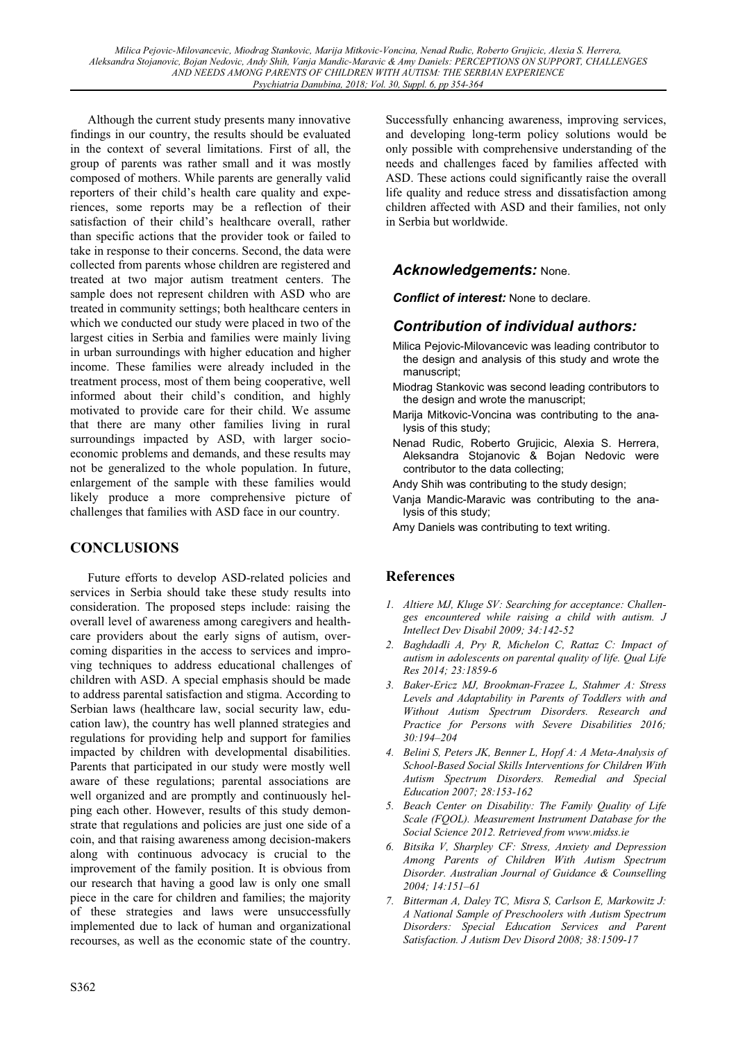Although the current study presents many innovative findings in our country, the results should be evaluated in the context of several limitations. First of all, the group of parents was rather small and it was mostly composed of mothers. While parents are generally valid reporters of their child's health care quality and experiences, some reports may be a reflection of their satisfaction of their child's healthcare overall, rather than specific actions that the provider took or failed to take in response to their concerns. Second, the data were collected from parents whose children are registered and treated at two major autism treatment centers. The sample does not represent children with ASD who are treated in community settings; both healthcare centers in which we conducted our study were placed in two of the largest cities in Serbia and families were mainly living in urban surroundings with higher education and higher income. These families were already included in the treatment process, most of them being cooperative, well informed about their child's condition, and highly motivated to provide care for their child. We assume that there are many other families living in rural surroundings impacted by ASD, with larger socio-economic problems and demands, and these results may not be generalized to the whole population. In future, enlargement of the sample with these families would likely produce a more comprehensive picture of challenges that families with ASD face in our country.

## CONCLUSIONS

Future efforts to develop ASD-related policies and services in Serbia should take these study results into consideration. The proposed steps include: raising the overall level of awareness among caregivers and healthcare providers about the early signs of autism, overcoming disparities in the access to services and improving techniques to address educational challenges of children with ASD. A special emphasis should be made to address parental satisfaction and stigma. According to Serbian laws (healthcare law, social security law, education law), the country has well planned strategies and regulations for providing help and support for families impacted by children with developmental disabilities. Parents that participated in our study were mostly well aware of these regulations; parental associations are well organized and are promptly and continuously helping each other. However, results of this study demonstrate that regulations and policies are just one side of a coin, and that raising awareness among decision-makers along with continuous advocacy is crucial to the improvement of the family position. It is obvious from our research that having a good law is only one small piece in the care for children and families; the majority of these strategies and laws were unsuccessfully implemented due to lack of human and organizational recourses, as well as the economic state of the country. Successfully enhancing awareness, improving services, and developing long-term policy solutions would be only possible with comprehensive understanding of the needs and challenges faced by families affected with ASD. These actions could significantly raise the overall life quality and reduce stress and dissatisfaction among children affected with ASD and their families, not only in Serbia but worldwide.

### *Acknowledgements:* None.

***Conflict of interest:*** None to declare.

### *Contribution of individual authors:*

Milica Pejovic-Milovancevic was leading contributor to the design and analysis of this study and wrote the manuscript;

Miodrag Stankovic was second leading contributors to the design and wrote the manuscript;

Marija Mitkovic-Voncina was contributing to the analysis of this study;

Nenad Rudic, Roberto Grujicic, Alexia S. Herrera, Aleksandra Stojanovic & Bojan Nedovic were contributor to the data collecting;

Andy Shih was contributing to the study design;

Vanja Mandic-Maravic was contributing to the analysis of this study;

Amy Daniels was contributing to text writing.

## References

1. *Altiere MJ, Kluge SV: Searching for acceptance: Challenges encountered while raising a child with autism. J Intellect Dev Disabil 2009; 34:142-52*
2. *Baghdadli A, Pry R, Michelon C, Rattaz C: Impact of autism in adolescents on parental quality of life. Qual Life Res 2014; 23:1859-6*
3. *Baker-Ericz MJ, Brookman-Frazee L, Stahmer A: Stress Levels and Adaptability in Parents of Toddlers with and Without Autism Spectrum Disorders. Research and Practice for Persons with Severe Disabilities 2016; 30:194–204*
4. *Belini S, Peters JK, Benner L, Hopf A: A Meta-Analysis of School-Based Social Skills Interventions for Children With Autism Spectrum Disorders. Remedial and Special Education 2007; 28:153-162*
5. *Beach Center on Disability: The Family Quality of Life Scale (FQOL). Measurement Instrument Database for the Social Science 2012. Retrieved from www.midss.ie*
6. *Bitsika V, Sharpley CF: Stress, Anxiety and Depression Among Parents of Children With Autism Spectrum Disorder. Australian Journal of Guidance & Counselling 2004; 14:151–61*
7. *Bitterman A, Daley TC, Misra S, Carlson E, Markowitz J: A National Sample of Preschoolers with Autism Spectrum Disorders: Special Education Services and Parent Satisfaction. J Autism Dev Disord 2008; 38:1509-17*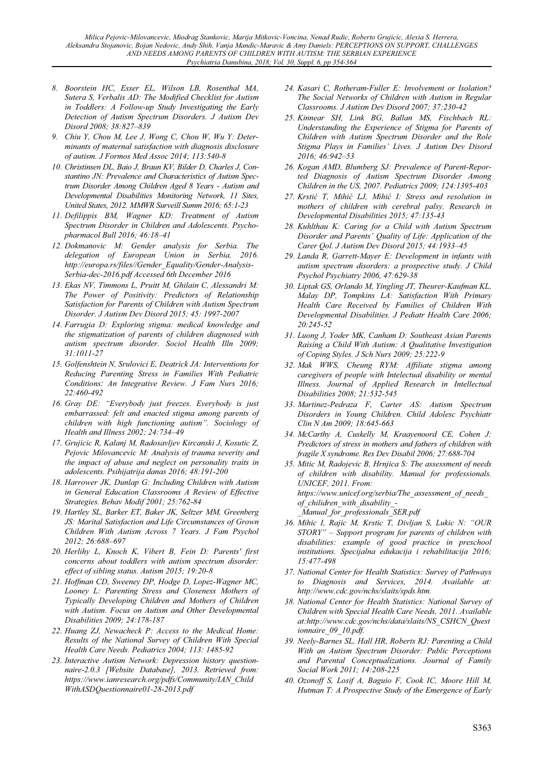8. Boorstein HC, Esser EL, Wilson LB, Rosenthal MA, Sutera S, Verbalis AD: The Modified Checklist for Autism in Toddlers: A Follow-up Study Investigating the Early Detection of Autism Spectrum Disorders. J Autism Dev Disord 2008; 38:827–839
9. Chiu Y, Chou M, Lee J, Wong C, Chou W, Wu Y: Determinants of maternal satisfaction with diagnosis disclosure of autism. J Formos Med Assoc 2014; 113:540-8
10. Christinsen DL, Baio J, Braun KV, Bilder D, Charles J, Constantino JN: Prevalence and Characteristics of Autism Spectrum Disorder Among Children Aged 8 Years - Autism and Developmental Disabilities Monitoring Network, 11 Sites, United States, 2012. MMWR Surveill Summ 2016; 65:1-23
11. Defilippis BM, Wagner KD: Treatment of Autism Spectrum Disorder in Children and Adolescents. Psychopharmacol Bull 2016; 46:18–41
12. Dokmanovic M: Gender analysis for Serbia. The delegation of European Union in Serbia, 2016. http://europa.rs/files//Gender_Equality/Gender-Analysis-Serbia-dec-2016.pdf Accessed 6th December 2016
13. Ekas NV, Timmons L, Pruitt M, Ghilain C, Alessandri M: The Power of Positivity: Predictors of Relationship Satisfaction for Parents of Children with Autism Spectrum Disorder. J Autism Dev Disord 2015; 45: 1997-2007
14. Farrugia D: Exploring stigma: medical knowledge and the stigmatization of parents of children diagnosed with autism spectrum disorder. Sociol Health Illn 2009; 31:1011-27
15. Golfenshtein N, Srulovici E, Deatrick JA: Interventions for Reducing Parenting Stress in Families With Pediatric Conditions: An Integrative Review. J Fam Nurs 2016; 22:460-492
16. Gray DE: "Everybody just freezes. Everybody is just embarrassed: felt and enacted stigma among parents of children with high functioning autism". Sociology of Health and Illness 2002; 24:734–49
17. Grujicic R, Kalanj M, Radosavljev Kircanski J, Kosutic Z, Pejovic Milovancevic M: Analysis of trauma severity and the impact of abuse and neglect on personality traits in adolescents. Psihijatrija danas 2016; 48:191-200
18. Harrower JK, Dunlap G: Including Children with Autism in General Education Classrooms A Review of Effective Strategies. Behav Modif 2001; 25:762-84
19. Hartley SL, Barker ET, Baker JK, Seltzer MM, Greenberg JS: Marital Satisfaction and Life Circumstances of Grown Children With Autism Across 7 Years. J Fam Psychol 2012; 26:688–697
20. Herlihy L, Knoch K, Vibert B, Fein D: Parents' first concerns about toddlers with autism spectrum disorder: effect of sibling status. Autism 2015; 19:20-8
21. Hoffman CD, Sweeney DP, Hodge D, Lopez-Wagner MC, Looney L: Parenting Stress and Closeness Mothers of Typically Developing Children and Mothers of Children with Autism. Focus on Autism and Other Developmental Disabilities 2009; 24:178-187
22. Huang ZJ, Newacheck P: Access to the Medical Home: Results of the National Survey of Children With Special Health Care Needs. Pediatrics 2004; 113: 1485-92
23. Interactive Autism Network: Depression history questionnaire-2.0.3 [Website Database], 2013. Retrieved from: https://www.ianresearch.org/pdfs/Community/IAN_ChildWithASDQuestionnaire01-28-2013.pdf
24. Kasari C, Rotheram-Fuller E: Involvement or Isolation? The Social Networks of Children with Autism in Regular Classrooms. J Autism Dev Disord 2007; 37:230-42
25. Kinnear SH, Link BG, Ballan MS, Fischbach RL: Understanding the Experience of Stigma for Parents of Children with Autism Spectrum Disorder and the Role Stigma Plays in Families' Lives. J Autism Dev Disord 2016; 46:942–53
26. Kogan AMD, Blumberg SJ: Prevalence of Parent-Reported Diagnosis of Autism Spectrum Disorder Among Children in the US, 2007. Pediatrics 2009; 124:1395-403
27. Krstić T, Mihić LJ, Mihić I: Stress and resolution in mothers of children with cerebral palsy. Research in Developmental Disabilities 2015; 47:135-43
28. Kuhlthau K: Caring for a Child with Autism Spectrum Disorder and Parents' Quality of Life: Application of the Carer Qol. J Autism Dev Disord 2015; 44:1933–45
29. Landa R, Garrett-Mayer E: Development in infants with autism spectrum disorders: a prospective study. J Child Psychol Psychiatry 2006, 47:629-38
30. Liptak GS, Orlando M, Yingling JT, Theurer-Kaufman KL, Malay DP, Tompkins LA: Satisfaction With Primary Health Care Received by Families of Children With Developmental Disabilities. J Pediatr Health Care 2006; 20:245-52
31. Luong J, Yoder MK, Canham D: Southeast Asian Parents Raising a Child With Autism: A Qualitative Investigation of Coping Styles. J Sch Nurs 2009; 25:222-9
32. Mak WWS, Cheung RYM: Affiliate stigma among caregivers of people with Intelectual disability or mental Illness. Journal of Applied Research in Intellectual Disabilities 2008; 21:532-545
33. Martinez-Pedraza F, Carter AS: Autism Spectrum Disorders in Young Children. Child Adolesc Psychiatr Clin N Am 2009; 18:645-663
34. McCarthy A, Cuskelly M, Kraayenoord CE, Cohen J: Predictors of stress in mothers and fathers of children with fragile X syndrome. Res Dev Disabil 2006; 27:688-704
35. Mitic M, Radojevic B, Hrnjica S: The assessment of needs of children with disability. Manual for professionals. UNICEF, 2011. From: https://www.unicef.org/serbia/The_assessment_of_needs_of_chilidren_with_disability_-_Manual_for_professionals_SER.pdf
36. Mihic I, Rajic M, Krstic T, Divljan S, Lukic N: "OUR STORY" – Support program for parents of children with disabilities: example of good practice in preschool institutions. Specijalna edukacija i rehabilitacija 2016; 15:477-498
37. National Center for Health Statistics: Survey of Pathways to Diagnosis and Services, 2014. Available at: http://www.cdc.gov/nchs/slaits/spds.htm.
38. National Center for Health Statistics: National Survey of Children with Special Health Care Needs, 2011. Available at:http://www.cdc.gov/nchs/data/slaits/NS_CSHCN_Questionnaire_09_10.pdf.
39. Neely-Barnes SL, Hall HR, Roberts RJ: Parenting a Child With an Autism Spectrum Disorder: Public Perceptions and Parental Conceptualizations. Journal of Family Social Work 2011; 14:208-225
40. Ozonoff S, Losif A, Baguio F, Cook IC, Moore Hill M, Hutman T: A Prospective Study of the Emergence of Early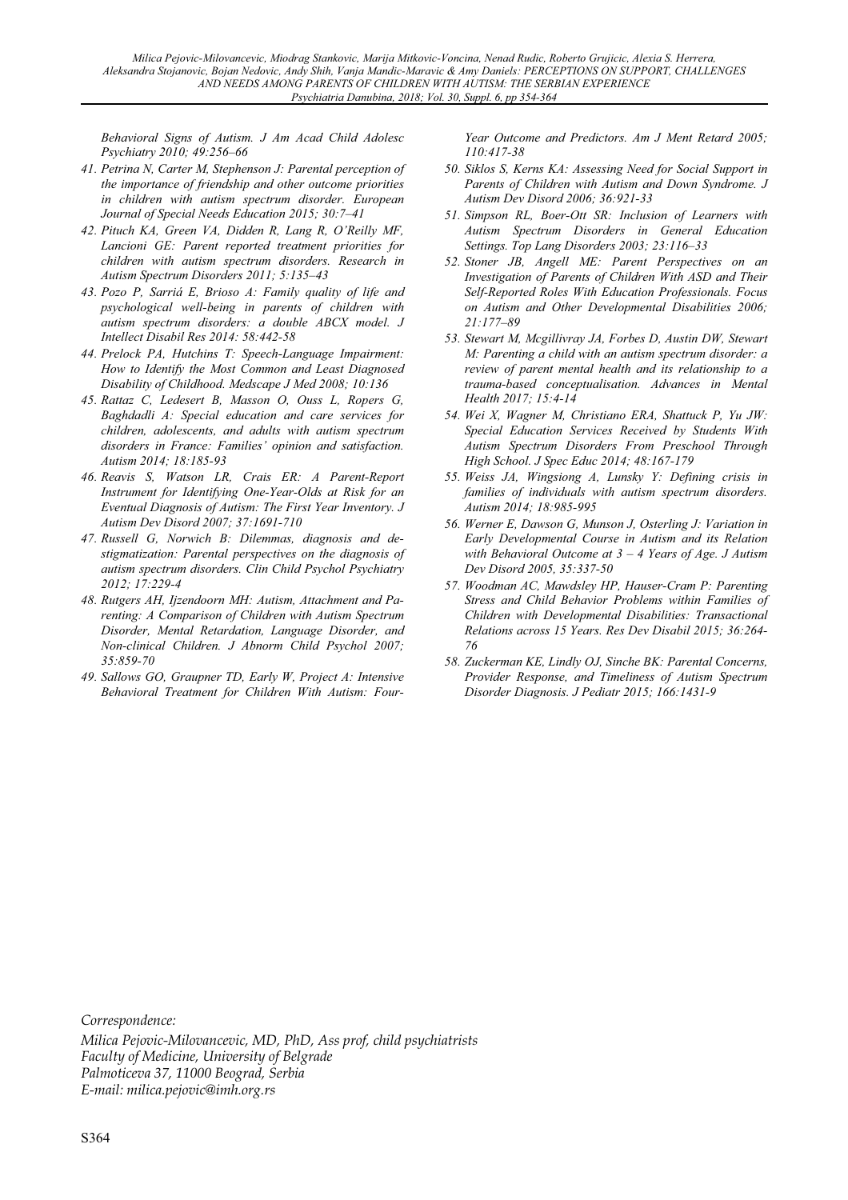Behavioral Signs of Autism. J Am Acad Child Adolesc Psychiatry 2010; 49:256–66

41. Petrina N, Carter M, Stephenson J: Parental perception of the importance of friendship and other outcome priorities in children with autism spectrum disorder. European Journal of Special Needs Education 2015; 30:7–41
42. Pituch KA, Green VA, Didden R, Lang R, O'Reilly MF, Lancioni GE: Parent reported treatment priorities for children with autism spectrum disorders. Research in Autism Spectrum Disorders 2011; 5:135–43
43. Pozo P, Sarriá E, Brioso A: Family quality of life and psychological well-being in parents of children with autism spectrum disorders: a double ABCX model. J Intellect Disabil Res 2014: 58:442-58
44. Prelock PA, Hutchins T: Speech-Language Impairment: How to Identify the Most Common and Least Diagnosed Disability of Childhood. Medscape J Med 2008; 10:136
45. Rattaz C, Ledesert B, Masson O, Ouss L, Ropers G, Baghdadli A: Special education and care services for children, adolescents, and adults with autism spectrum disorders in France: Families' opinion and satisfaction. Autism 2014; 18:185-93
46. Reavis S, Watson LR, Crais ER: A Parent-Report Instrument for Identifying One-Year-Olds at Risk for an Eventual Diagnosis of Autism: The First Year Inventory. J Autism Dev Disord 2007; 37:1691-710
47. Russell G, Norwich B: Dilemmas, diagnosis and de-stigmatization: Parental perspectives on the diagnosis of autism spectrum disorders. Clin Child Psychol Psychiatry 2012; 17:229-4
48. Rutgers AH, Ijzendoorn MH: Autism, Attachment and Parenting: A Comparison of Children with Autism Spectrum Disorder, Mental Retardation, Language Disorder, and Non-clinical Children. J Abnorm Child Psychol 2007; 35:859-70
49. Sallows GO, Graupner TD, Early W, Project A: Intensive Behavioral Treatment for Children With Autism: Four-Year Outcome and Predictors. Am J Ment Retard 2005; 110:417-38
50. Siklos S, Kerns KA: Assessing Need for Social Support in Parents of Children with Autism and Down Syndrome. J Autism Dev Disord 2006; 36:921-33
51. Simpson RL, Boer-Ott SR: Inclusion of Learners with Autism Spectrum Disorders in General Education Settings. Top Lang Disorders 2003; 23:116–33
52. Stoner JB, Angell ME: Parent Perspectives on an Investigation of Parents of Children With ASD and Their Self-Reported Roles With Education Professionals. Focus on Autism and Other Developmental Disabilities 2006; 21:177–89
53. Stewart M, Mcgillivray JA, Forbes D, Austin DW, Stewart M: Parenting a child with an autism spectrum disorder: a review of parent mental health and its relationship to a trauma-based conceptualisation. Advances in Mental Health 2017; 15:4-14
54. Wei X, Wagner M, Christiano ERA, Shattuck P, Yu JW: Special Education Services Received by Students With Autism Spectrum Disorders From Preschool Through High School. J Spec Educ 2014; 48:167-179
55. Weiss JA, Wingsiong A, Lunsky Y: Defining crisis in families of individuals with autism spectrum disorders. Autism 2014; 18:985-995
56. Werner E, Dawson G, Munson J, Osterling J: Variation in Early Developmental Course in Autism and its Relation with Behavioral Outcome at 3 – 4 Years of Age. J Autism Dev Disord 2005, 35:337-50
57. Woodman AC, Mawdsley HP, Hauser-Cram P: Parenting Stress and Child Behavior Problems within Families of Children with Developmental Disabilities: Transactional Relations across 15 Years. Res Dev Disabil 2015; 36:264-76
58. Zuckerman KE, Lindly OJ, Sinche BK: Parental Concerns, Provider Response, and Timeliness of Autism Spectrum Disorder Diagnosis. J Pediatr 2015; 166:1431-9

*Correspondence:*

*Milica Pejovic-Milovancevic, MD, PhD, Ass prof, child psychiatrists*
*Faculty of Medicine, University of Belgrade*
*Palmoticeva 37, 11000 Beograd, Serbia*
*E-mail: milica.pejovic@imh.org.rs*